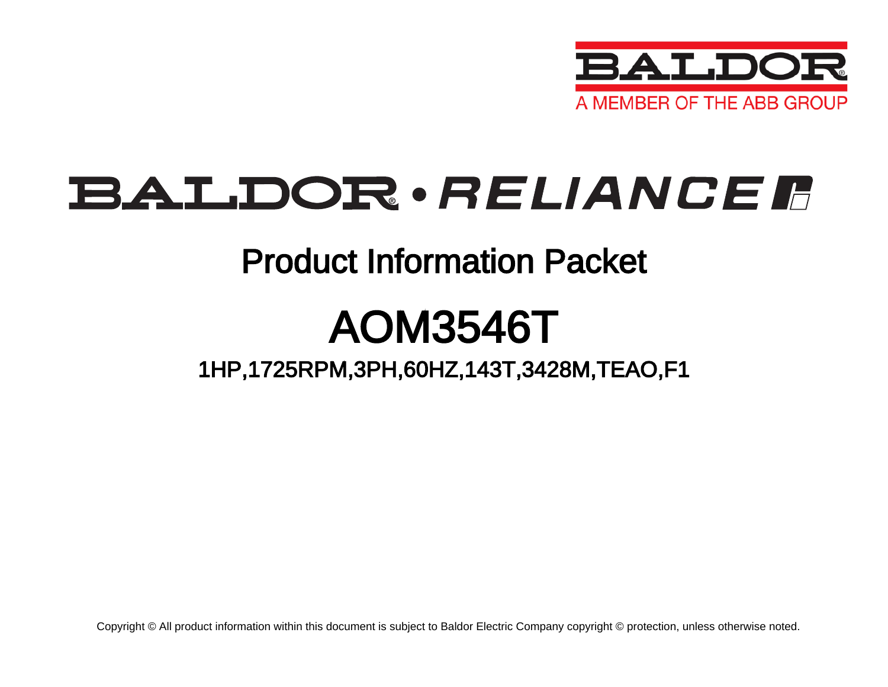BALDOR

A MEMBER OF THE ABB GROUP

# BALDOR • RELIANCE

## Product Information Packet

# AOM3546T

### 1HP,1725RPM,3PH,60HZ,143T,3428M,TEAO,F1

Copyright © All product information within this document is subject to Baldor Electric Company copyright © protection, unless otherwise noted.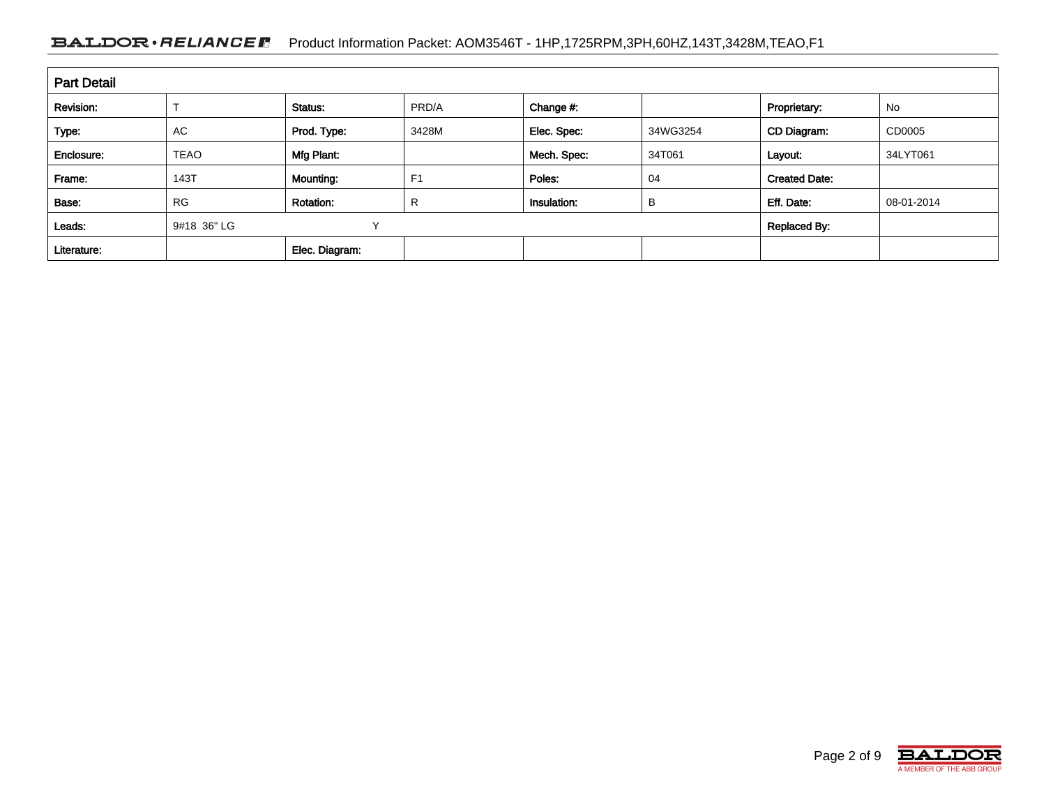## Part Detail

| Revision: | T | Status: | PRD/A | Change #: | | Proprietary: | No |
|---|---|---|---|---|---|---|---|
| Type: | AC | Prod. Type: | 3428M | Elec. Spec: | 34WG3254 | CD Diagram: | CD0005 |
| Enclosure: | TEAO | Mfg Plant: | | Mech. Spec: | 34T061 | Layout: | 34LYT061 |
| Frame: | 143T | Mounting: | F1 | Poles: | 04 | Created Date: | |
| Base: | RG | Rotation: | R | Insulation: | B | Eff. Date: | 08-01-2014 |
| Leads: | 9#18 36" LG | | Y | | | Replaced By: | |
| Literature: | | Elec. Diagram: | | | | | |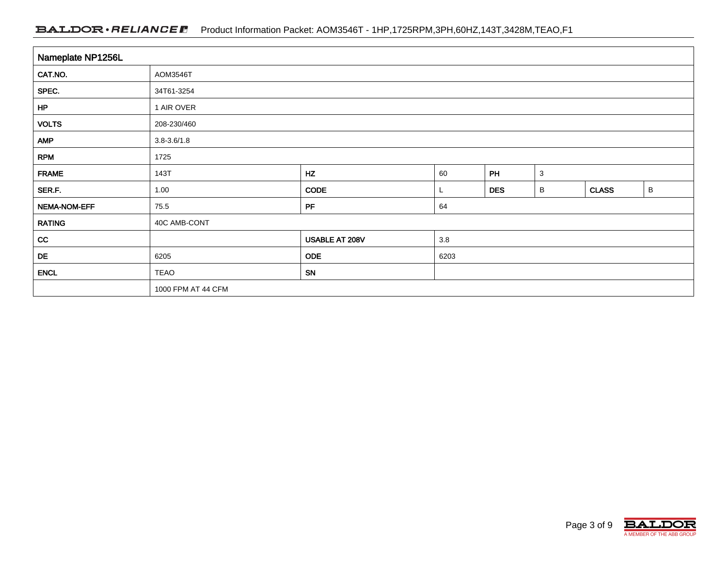| Nameplate NP1256L | | | | | | | |
|---|---|---|---|---|---|---|---|
| CAT.NO. | AOM3546T | | | | | | |
| SPEC. | 34T61-3254 | | | | | | |
| HP | 1 AIR OVER | | | | | | |
| VOLTS | 208-230/460 | | | | | | |
| AMP | 3.8-3.6/1.8 | | | | | | |
| RPM | 1725 | | | | | | |
| FRAME | 143T | HZ | 60 | PH | 3 | | |
| SER.F. | 1.00 | CODE | L | DES | B | CLASS | B |
| NEMA-NOM-EFF | 75.5 | PF | 64 | | | | |
| RATING | 40C AMB-CONT | | | | | | |
| CC | | USABLE AT 208V | 3.8 | | | | |
| DE | 6205 | ODE | 6203 | | | | |
| ENCL | TEAO | SN | | | | | |
| | 1000 FPM AT 44 CFM | | | | | | |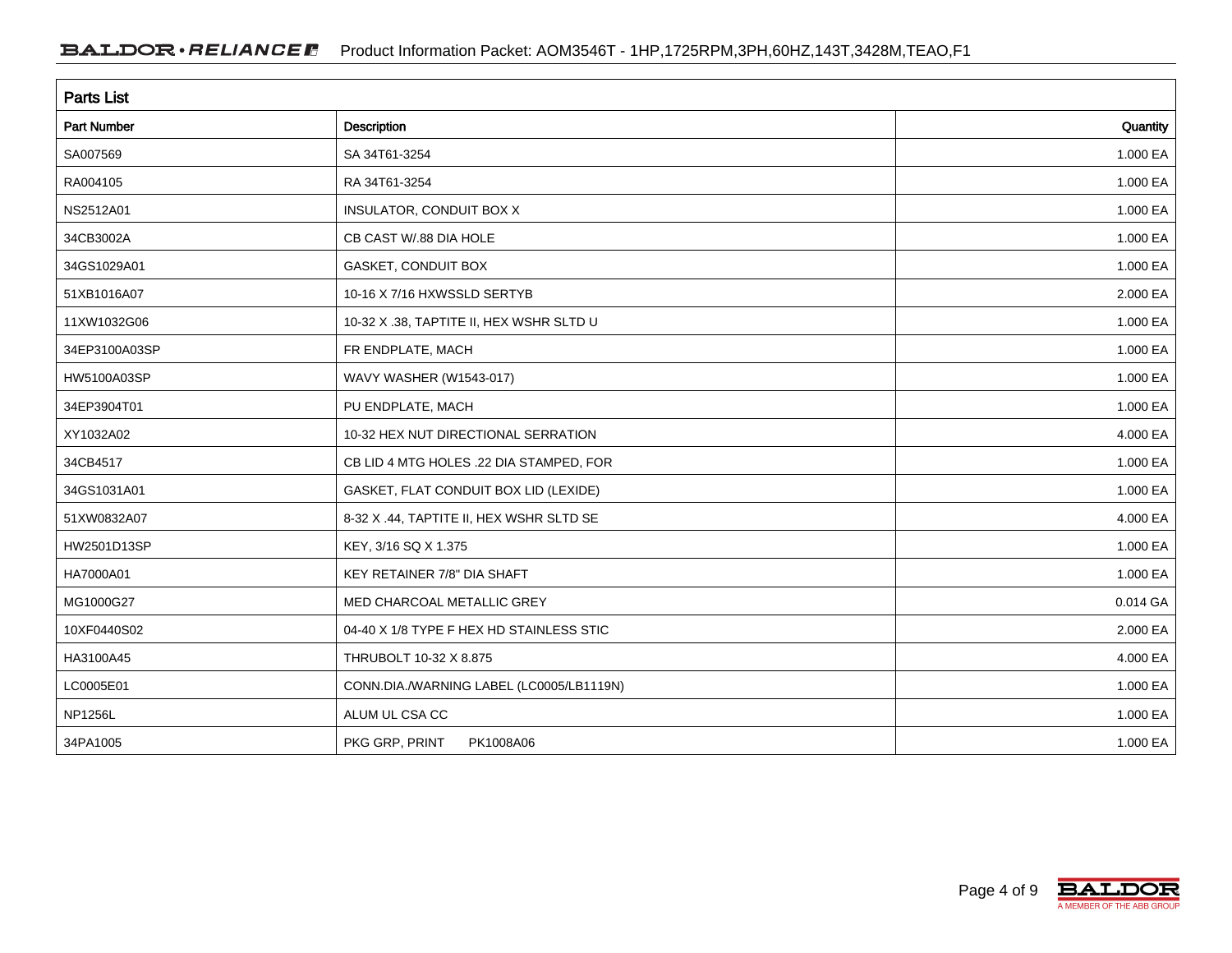## Parts List

| Part Number | Description | Quantity |
|---|---|---|
| SA007569 | SA 34T61-3254 | 1.000 EA |
| RA004105 | RA 34T61-3254 | 1.000 EA |
| NS2512A01 | INSULATOR, CONDUIT BOX X | 1.000 EA |
| 34CB3002A | CB CAST W/.88 DIA HOLE | 1.000 EA |
| 34GS1029A01 | GASKET, CONDUIT BOX | 1.000 EA |
| 51XB1016A07 | 10-16 X 7/16 HXWSSLD SERTYB | 2.000 EA |
| 11XW1032G06 | 10-32 X .38, TAPTITE II, HEX WSHR SLTD U | 1.000 EA |
| 34EP3100A03SP | FR ENDPLATE, MACH | 1.000 EA |
| HW5100A03SP | WAVY WASHER (W1543-017) | 1.000 EA |
| 34EP3904T01 | PU ENDPLATE, MACH | 1.000 EA |
| XY1032A02 | 10-32 HEX NUT DIRECTIONAL SERRATION | 4.000 EA |
| 34CB4517 | CB LID 4 MTG HOLES .22 DIA STAMPED, FOR | 1.000 EA |
| 34GS1031A01 | GASKET, FLAT CONDUIT BOX LID (LEXIDE) | 1.000 EA |
| 51XW0832A07 | 8-32 X .44, TAPTITE II, HEX WSHR SLTD SE | 4.000 EA |
| HW2501D13SP | KEY, 3/16 SQ X 1.375 | 1.000 EA |
| HA7000A01 | KEY RETAINER 7/8" DIA SHAFT | 1.000 EA |
| MG1000G27 | MED CHARCOAL METALLIC GREY | 0.014 GA |
| 10XF0440S02 | 04-40 X 1/8 TYPE F HEX HD STAINLESS STIC | 2.000 EA |
| HA3100A45 | THRUBOLT 10-32 X 8.875 | 4.000 EA |
| LC0005E01 | CONN.DIA./WARNING LABEL (LC0005/LB1119N) | 1.000 EA |
| NP1256L | ALUM UL CSA CC | 1.000 EA |
| 34PA1005 | PKG GRP, PRINT PK1008A06 | 1.000 EA |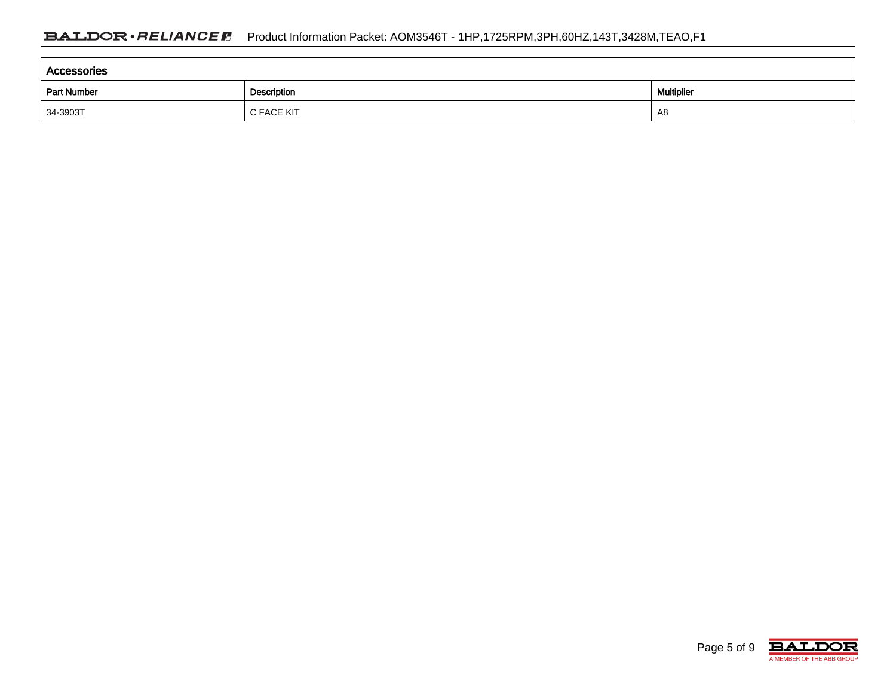## Accessories

| Part Number | Description | Multiplier |
|---|---|---|
| 34-3903T | C FACE KIT | A8 |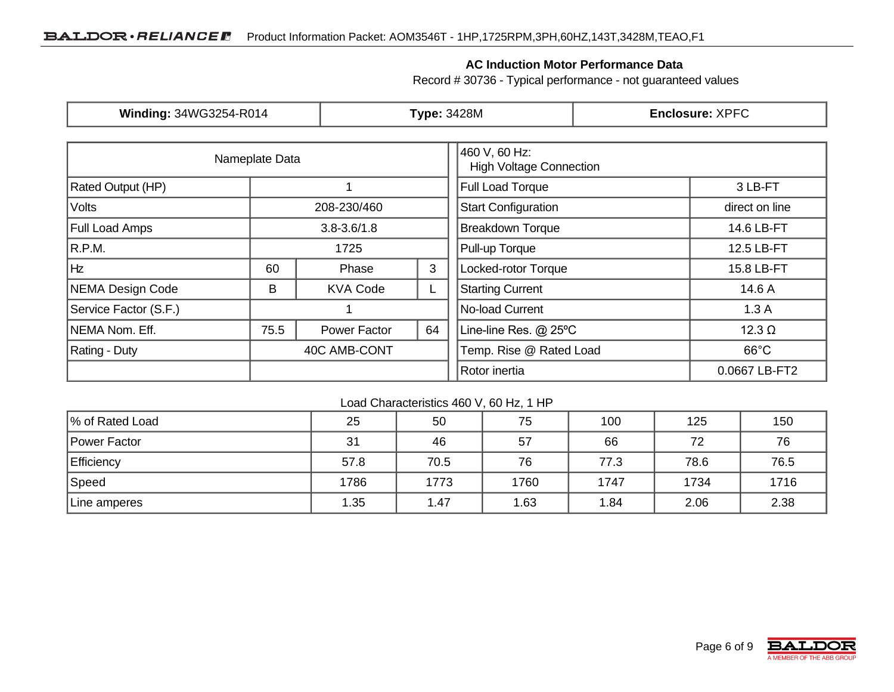## AC Induction Motor Performance Data

Record # 30736 - Typical performance - not guaranteed values

| **Winding:** 34WG3254-R014 | **Type:** 3428M | **Enclosure:** XPFC |
|---|---|---|

| Nameplate Data | | | |
|---|---|---|---|
| Rated Output (HP) | 1 | | |
| Volts | 208-230/460 | | |
| Full Load Amps | 3.8-3.6/1.8 | | |
| R.P.M. | 1725 | | |
| Hz | 60 | Phase | 3 |
| NEMA Design Code | B | KVA Code | L |
| Service Factor (S.F.) | 1 | | |
| NEMA Nom. Eff. | 75.5 | Power Factor | 64 |
| Rating - Duty | 40C AMB-CONT | | |

| 460 V, 60 Hz: High Voltage Connection | |
|---|---|
| Full Load Torque | 3 LB-FT |
| Start Configuration | direct on line |
| Breakdown Torque | 14.6 LB-FT |
| Pull-up Torque | 12.5 LB-FT |
| Locked-rotor Torque | 15.8 LB-FT |
| Starting Current | 14.6 A |
| No-load Current | 1.3 A |
| Line-line Res. @ 25ºC | 12.3 Ω |
| Temp. Rise @ Rated Load | 66°C |
| Rotor inertia | 0.0667 LB-FT2 |

Load Characteristics 460 V, 60 Hz, 1 HP

| % of Rated Load | 25 | 50 | 75 | 100 | 125 | 150 |
|---|---|---|---|---|---|---|
| Power Factor | 31 | 46 | 57 | 66 | 72 | 76 |
| Efficiency | 57.8 | 70.5 | 76 | 77.3 | 78.6 | 76.5 |
| Speed | 1786 | 1773 | 1760 | 1747 | 1734 | 1716 |
| Line amperes | 1.35 | 1.47 | 1.63 | 1.84 | 2.06 | 2.38 |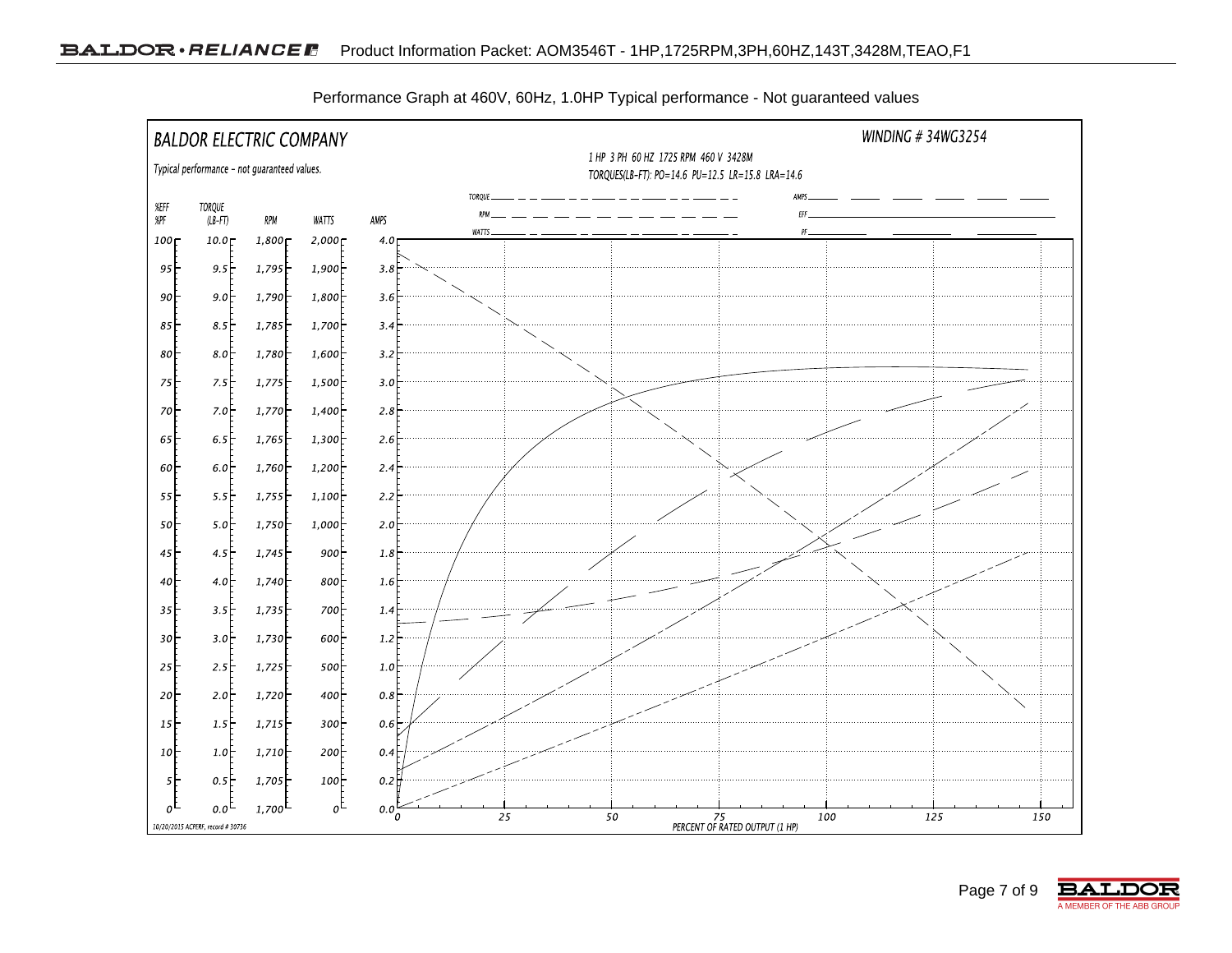Performance Graph at 460V, 60Hz, 1.0HP Typical performance - Not guaranteed values

BALDOR ELECTRIC COMPANY

Typical performance - not guaranteed values.

WINDING # 34WG3254

1 HP 3 PH 60 HZ 1725 RPM 460 V 3428M

TORQUES(LB-FT): PO=14.6 PU=12.5 LR=15.8 LRA=14.6

| %EFF %PF | TORQUE (LB-FT) | RPM | WATTS | AMPS |
|---|---|---|---|---|
| 100 | 10.0 | 1,800 | 2,000 | 4.0 |
| 95 | 9.5 | 1,795 | 1,900 | 3.8 |
| 90 | 9.0 | 1,790 | 1,800 | 3.6 |
| 85 | 8.5 | 1,785 | 1,700 | 3.4 |
| 80 | 8.0 | 1,780 | 1,600 | 3.2 |
| 75 | 7.5 | 1,775 | 1,500 | 3.0 |
| 70 | 7.0 | 1,770 | 1,400 | 2.8 |
| 65 | 6.5 | 1,765 | 1,300 | 2.6 |
| 60 | 6.0 | 1,760 | 1,200 | 2.4 |
| 55 | 5.5 | 1,755 | 1,100 | 2.2 |
| 50 | 5.0 | 1,750 | 1,000 | 2.0 |
| 45 | 4.5 | 1,745 | 900 | 1.8 |
| 40 | 4.0 | 1,740 | 800 | 1.6 |
| 35 | 3.5 | 1,735 | 700 | 1.4 |
| 30 | 3.0 | 1,730 | 600 | 1.2 |
| 25 | 2.5 | 1,725 | 500 | 1.0 |
| 20 | 2.0 | 1,720 | 400 | 0.8 |
| 15 | 1.5 | 1,715 | 300 | 0.6 |
| 10 | 1.0 | 1,710 | 200 | 0.4 |
| 5 | 0.5 | 1,705 | 100 | 0.2 |
| 0 | 0.0 | 1,700 | 0 | 0.0 |

Legend: TORQUE, RPM, WATTS, AMPS, EFF, PF

PERCENT OF RATED OUTPUT (1 HP): 0, 25, 50, 75, 100, 125, 150

10/20/2015 ACPERF, record # 30736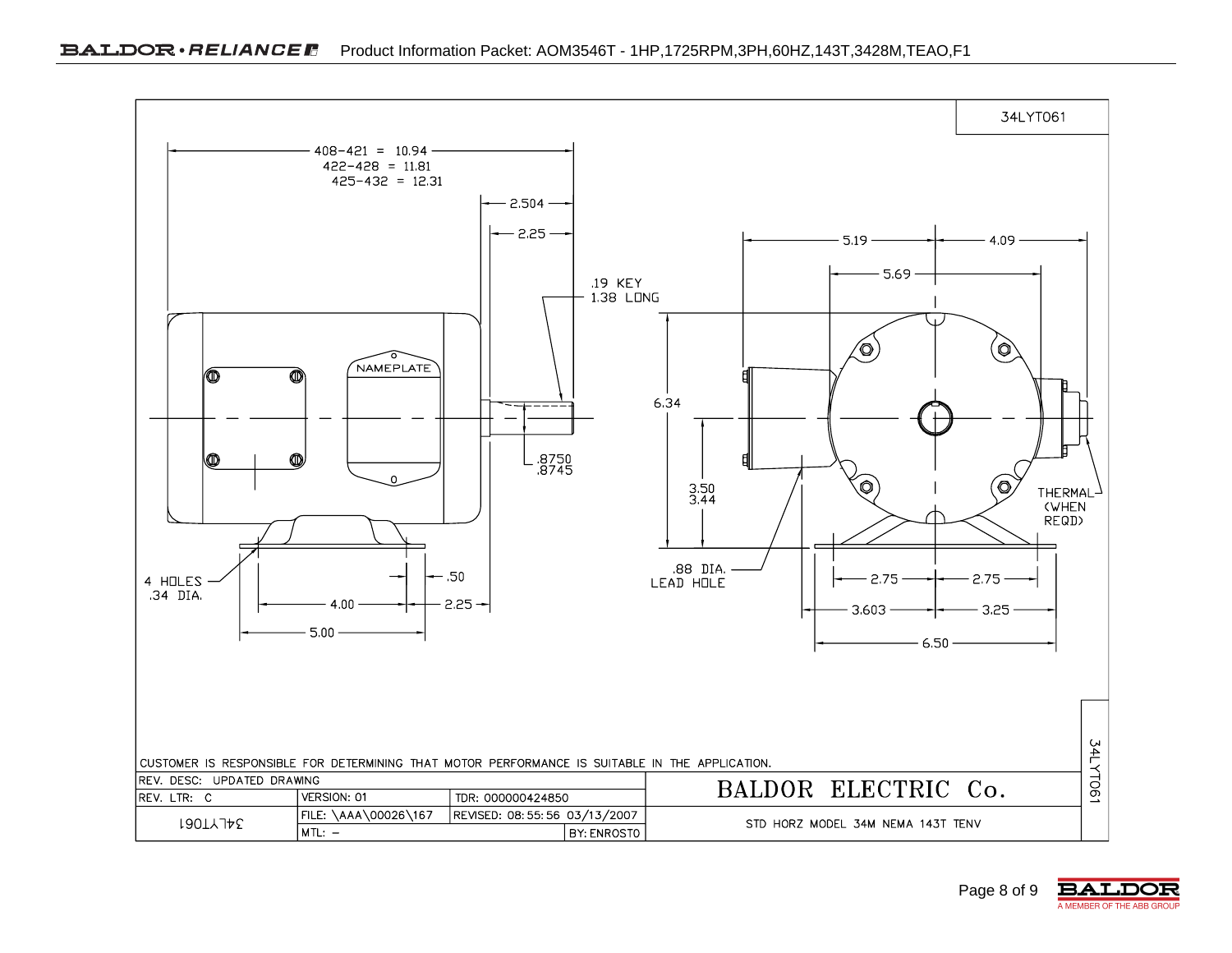34LYT061

408-421 = 10.94
422-428 = 11.81
425-432 = 12.31

2.504

2.25

.19 KEY
1.38 LONG

NAMEPLATE

.8750
.8745

4 HOLES
.34 DIA.

4.00

.50

2.25

5.00

5.19

4.09

5.69

6.34

3.50
3.44

.88 DIA.
LEAD HOLE

THERMAL
(WHEN
REQD)

2.75

2.75

3.603

3.25

6.50

CUSTOMER IS RESPONSIBLE FOR DETERMINING THAT MOTOR PERFORMANCE IS SUITABLE IN THE APPLICATION.

| REV. DESC: UPDATED DRAWING | | | | BALDOR ELECTRIC Co. |
|---|---|---|---|---|
| REV. LTR: C | VERSION: 01 | TDR: 000000424850 | | |
| 34LYT061 | FILE: \AAA\00026\167 | REVISED: 08:55:56 03/13/2007 | | STD HORZ MODEL 34M NEMA 143T TENV |
| | MTL: – | | BY: ENROSTO | |

34LYT061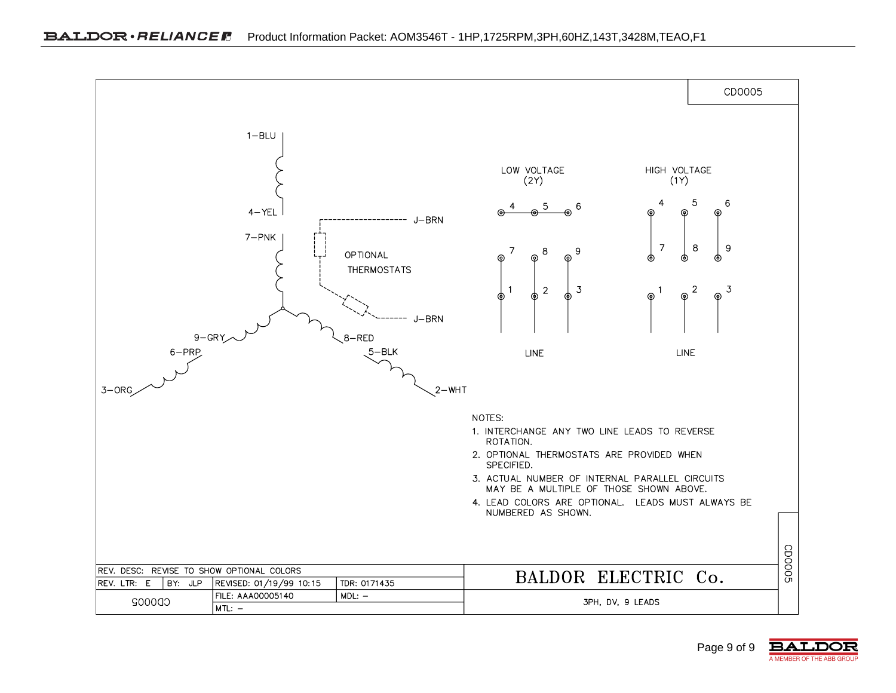CD0005

1-BLU
4-YEL
7-PNK
9-GRY
8-RED
6-PRP
5-BLK
3-ORG
2-WHT
J-BRN
J-BRN
OPTIONAL
THERMOSTATS

LOW VOLTAGE
(2Y)

4 5 6
7 8 9
1 2 3

LINE

HIGH VOLTAGE
(1Y)

4 5 6
7 8 9
1 2 3

LINE

NOTES:

1. INTERCHANGE ANY TWO LINE LEADS TO REVERSE ROTATION.
2. OPTIONAL THERMOSTATS ARE PROVIDED WHEN SPECIFIED.
3. ACTUAL NUMBER OF INTERNAL PARALLEL CIRCUITS MAY BE A MULTIPLE OF THOSE SHOWN ABOVE.
4. LEAD COLORS ARE OPTIONAL. LEADS MUST ALWAYS BE NUMBERED AS SHOWN.

| | | | |
|---|---|---|---|
| REV. DESC: REVISE TO SHOW OPTIONAL COLORS | | | BALDOR ELECTRIC Co. |
| REV. LTR: E BY: JLP | REVISED: 01/19/99 10:15 | TDR: 0171435 | |
| CD0005 | FILE: AAA00005140 | MDL: – | 3PH, DV, 9 LEADS |
| | MTL: – | | |

CD0005